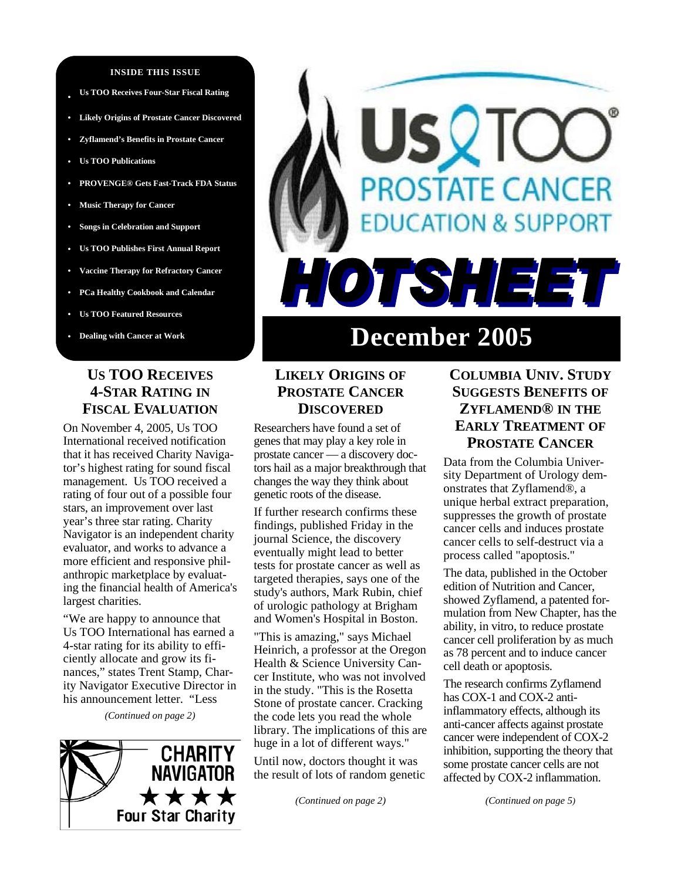# Us TOO Prostate Cancer Education & Support

# HOTSHEET

## December 2005

**INSIDE THIS ISSUE**

- Us TOO Receives Four-Star Fiscal Rating
- Likely Origins of Prostate Cancer Discovered
- Zyflamend's Benefits in Prostate Cancer
- Us TOO Publications
- PROVENGE® Gets Fast-Track FDA Status
- Music Therapy for Cancer
- Songs in Celebration and Support
- Us TOO Publishes First Annual Report
- Vaccine Therapy for Refractory Cancer
- PCa Healthy Cookbook and Calendar
- Us TOO Featured Resources
- Dealing with Cancer at Work

### Us TOO Receives 4-Star Rating in Fiscal Evaluation

On November 4, 2005, Us TOO International received notification that it has received Charity Navigator's highest rating for sound fiscal management. Us TOO received a rating of four out of a possible four stars, an improvement over last year's three star rating. Charity Navigator is an independent charity evaluator, and works to advance a more efficient and responsive philanthropic marketplace by evaluating the financial health of America's largest charities.

"We are happy to announce that Us TOO International has earned a 4-star rating for its ability to efficiently allocate and grow its finances," states Trent Stamp, Charity Navigator Executive Director in his announcement letter. "Less

*(Continued on page 2)*

CHARITY NAVIGATOR ★★★★ Four Star Charity

### Likely Origins of Prostate Cancer Discovered

Researchers have found a set of genes that may play a key role in prostate cancer — a discovery doctors hail as a major breakthrough that changes the way they think about genetic roots of the disease.

If further research confirms these findings, published Friday in the journal Science, the discovery eventually might lead to better tests for prostate cancer as well as targeted therapies, says one of the study's authors, Mark Rubin, chief of urologic pathology at Brigham and Women's Hospital in Boston.

"This is amazing," says Michael Heinrich, a professor at the Oregon Health & Science University Cancer Institute, who was not involved in the study. "This is the Rosetta Stone of prostate cancer. Cracking the code lets you read the whole library. The implications of this are huge in a lot of different ways."

Until now, doctors thought it was the result of lots of random genetic

*(Continued on page 2)*

### Columbia Univ. Study Suggests Benefits of Zyflamend® in the Early Treatment of Prostate Cancer

Data from the Columbia University Department of Urology demonstrates that Zyflamend®, a unique herbal extract preparation, suppresses the growth of prostate cancer cells and induces prostate cancer cells to self-destruct via a process called "apoptosis."

The data, published in the October edition of Nutrition and Cancer, showed Zyflamend, a patented formulation from New Chapter, has the ability, in vitro, to reduce prostate cancer cell proliferation by as much as 78 percent and to induce cancer cell death or apoptosis.

The research confirms Zyflamend has COX-1 and COX-2 anti-inflammatory effects, although its anti-cancer affects against prostate cancer were independent of COX-2 inhibition, supporting the theory that some prostate cancer cells are not affected by COX-2 inflammation.

*(Continued on page 5)*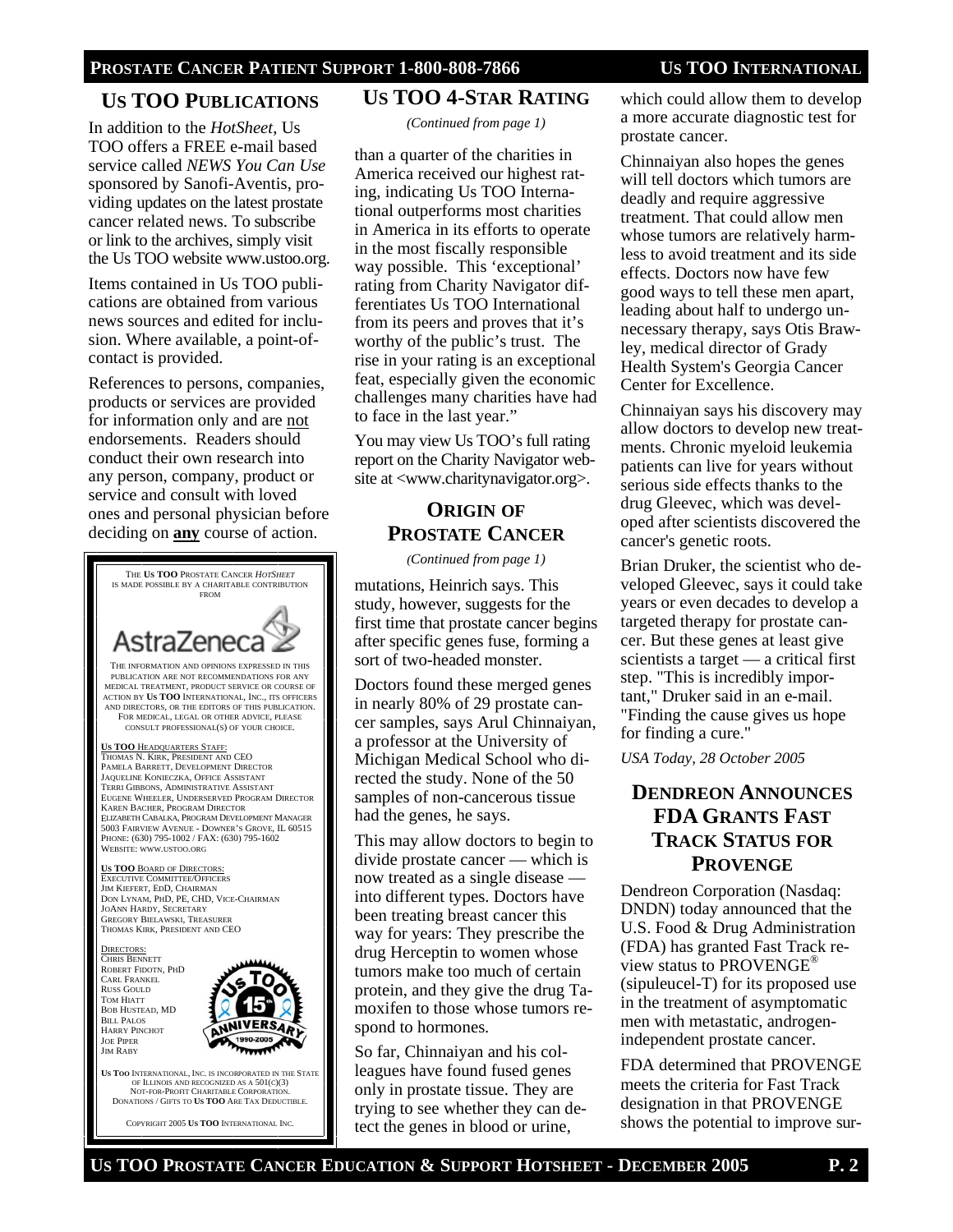## US TOO PUBLICATIONS

In addition to the *HotSheet*, Us TOO offers a FREE e-mail based service called *NEWS You Can Use* sponsored by Sanofi-Aventis, providing updates on the latest prostate cancer related news. To subscribe or link to the archives, simply visit the Us TOO website www.ustoo.org.

Items contained in Us TOO publications are obtained from various news sources and edited for inclusion. Where available, a point-of-contact is provided.

References to persons, companies, products or services are provided for information only and are not endorsements. Readers should conduct their own research into any person, company, product or service and consult with loved ones and personal physician before deciding on **any** course of action.

THE **US TOO** PROSTATE CANCER *HOTSHEET* IS MADE POSSIBLE BY A CHARITABLE CONTRIBUTION FROM

AstraZeneca

THE INFORMATION AND OPINIONS EXPRESSED IN THIS PUBLICATION ARE NOT RECOMMENDATIONS FOR ANY MEDICAL TREATMENT, PRODUCT SERVICE OR COURSE OF ACTION BY **US TOO** INTERNATIONAL, INC., ITS OFFICERS AND DIRECTORS, OR THE EDITORS OF THIS PUBLICATION. FOR MEDICAL, LEGAL OR OTHER ADVICE, PLEASE CONSULT PROFESSIONAL(S) OF YOUR CHOICE.

**US TOO** HEADQUARTERS STAFF:
THOMAS N. KIRK, PRESIDENT AND CEO
PAMELA BARRETT, DEVELOPMENT DIRECTOR
JAQUELINE KONIECZKA, OFFICE ASSISTANT
TERRI GIBBONS, ADMINISTRATIVE ASSISTANT
EUGENE WHEELER, UNDERSERVED PROGRAM DIRECTOR
KAREN BACHER, PROGRAM DIRECTOR
ELIZABETH CABALKA, PROGRAM DEVELOPMENT MANAGER
5003 FAIRVIEW AVENUE - DOWNER'S GROVE, IL 60515
PHONE: (630) 795-1002 / FAX: (630) 795-1602
WEBSITE: WWW.USTOO.ORG

**US TOO** BOARD OF DIRECTORS:
EXECUTIVE COMMITTEE/OFFICERS
JIM KIEFERT, EDD, CHAIRMAN
DON LYNAM, PHD, PE, CHD, VICE-CHAIRMAN
JOANN HARDY, SECRETARY
GREGORY BIELAWSKI, TREASURER
THOMAS KIRK, PRESIDENT AND CEO

DIRECTORS:
CHRIS BENNETT
ROBERT FIDOTN, PHD
CARL FRANKEL
RUSS GOULD
TOM HIATT
BOB HUSTEAD, MD
BILL PALOS
HARRY PINCHOT
JOE PIPER
JIM RABY

Us TOO 15th ANNIVERSARY 1990-2005

**US TOO** INTERNATIONAL, INC. IS INCORPORATED IN THE STATE OF ILLINOIS AND RECOGNIZED AS A 501(C)(3) NOT-FOR-PROFIT CHARITABLE CORPORATION. DONATIONS / GIFTS TO **US TOO** ARE TAX DEDUCTIBLE.

COPYRIGHT 2005 **US TOO** INTERNATIONAL INC.

## US TOO 4-STAR RATING

*(Continued from page 1)*

than a quarter of the charities in America received our highest rating, indicating Us TOO International outperforms most charities in America in its efforts to operate in the most fiscally responsible way possible. This 'exceptional' rating from Charity Navigator differentiates Us TOO International from its peers and proves that it's worthy of the public's trust. The rise in your rating is an exceptional feat, especially given the economic challenges many charities have had to face in the last year."

You may view Us TOO's full rating report on the Charity Navigator website at <www.charitynavigator.org>.

## ORIGIN OF PROSTATE CANCER

*(Continued from page 1)*

mutations, Heinrich says. This study, however, suggests for the first time that prostate cancer begins after specific genes fuse, forming a sort of two-headed monster.

Doctors found these merged genes in nearly 80% of 29 prostate cancer samples, says Arul Chinnaiyan, a professor at the University of Michigan Medical School who directed the study. None of the 50 samples of non-cancerous tissue had the genes, he says.

This may allow doctors to begin to divide prostate cancer — which is now treated as a single disease — into different types. Doctors have been treating breast cancer this way for years: They prescribe the drug Herceptin to women whose tumors make too much of certain protein, and they give the drug Tamoxifen to those whose tumors respond to hormones.

So far, Chinnaiyan and his colleagues have found fused genes only in prostate tissue. They are trying to see whether they can detect the genes in blood or urine, which could allow them to develop a more accurate diagnostic test for prostate cancer.

Chinnaiyan also hopes the genes will tell doctors which tumors are deadly and require aggressive treatment. That could allow men whose tumors are relatively harmless to avoid treatment and its side effects. Doctors now have few good ways to tell these men apart, leading about half to undergo unnecessary therapy, says Otis Brawley, medical director of Grady Health System's Georgia Cancer Center for Excellence.

Chinnaiyan says his discovery may allow doctors to develop new treatments. Chronic myeloid leukemia patients can live for years without serious side effects thanks to the drug Gleevec, which was developed after scientists discovered the cancer's genetic roots.

Brian Druker, the scientist who developed Gleevec, says it could take years or even decades to develop a targeted therapy for prostate cancer. But these genes at least give scientists a target — a critical first step. "This is incredibly important," Druker said in an e-mail. "Finding the cause gives us hope for finding a cure."

*USA Today, 28 October 2005*

## DENDREON ANNOUNCES FDA GRANTS FAST TRACK STATUS FOR PROVENGE

Dendreon Corporation (Nasdaq: DNDN) today announced that the U.S. Food & Drug Administration (FDA) has granted Fast Track review status to PROVENGE® (sipuleucel-T) for its proposed use in the treatment of asymptomatic men with metastatic, androgen-independent prostate cancer.

FDA determined that PROVENGE meets the criteria for Fast Track designation in that PROVENGE shows the potential to improve sur-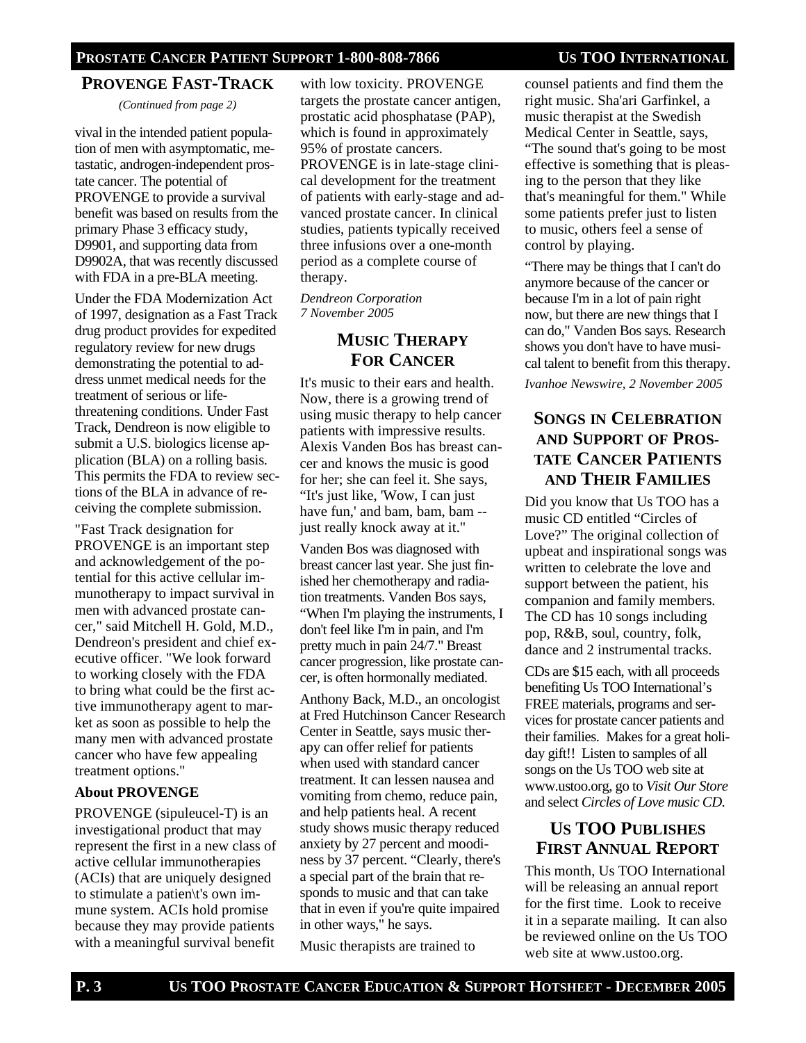## PROVENGE FAST-TRACK

*(Continued from page 2)*

vival in the intended patient population of men with asymptomatic, metastatic, androgen-independent prostate cancer. The potential of PROVENGE to provide a survival benefit was based on results from the primary Phase 3 efficacy study, D9901, and supporting data from D9902A, that was recently discussed with FDA in a pre-BLA meeting.

Under the FDA Modernization Act of 1997, designation as a Fast Track drug product provides for expedited regulatory review for new drugs demonstrating the potential to address unmet medical needs for the treatment of serious or life-threatening conditions. Under Fast Track, Dendreon is now eligible to submit a U.S. biologics license application (BLA) on a rolling basis. This permits the FDA to review sections of the BLA in advance of receiving the complete submission.

"Fast Track designation for PROVENGE is an important step and acknowledgement of the potential for this active cellular immunotherapy to impact survival in men with advanced prostate cancer," said Mitchell H. Gold, M.D., Dendreon's president and chief executive officer. "We look forward to working closely with the FDA to bring what could be the first active immunotherapy agent to market as soon as possible to help the many men with advanced prostate cancer who have few appealing treatment options."

**About PROVENGE**

PROVENGE (sipuleucel-T) is an investigational product that may represent the first in a new class of active cellular immunotherapies (ACIs) that are uniquely designed to stimulate a patien\t's own immune system. ACIs hold promise because they may provide patients with a meaningful survival benefit with low toxicity. PROVENGE targets the prostate cancer antigen, prostatic acid phosphatase (PAP), which is found in approximately 95% of prostate cancers. PROVENGE is in late-stage clinical development for the treatment of patients with early-stage and advanced prostate cancer. In clinical studies, patients typically received three infusions over a one-month period as a complete course of therapy.

*Dendreon Corporation*
*7 November 2005*

## MUSIC THERAPY FOR CANCER

It's music to their ears and health. Now, there is a growing trend of using music therapy to help cancer patients with impressive results. Alexis Vanden Bos has breast cancer and knows the music is good for her; she can feel it. She says, “It's just like, 'Wow, I can just have fun,' and bam, bam, bam -- just really knock away at it."

Vanden Bos was diagnosed with breast cancer last year. She just finished her chemotherapy and radiation treatments. Vanden Bos says, “When I'm playing the instruments, I don't feel like I'm in pain, and I'm pretty much in pain 24/7." Breast cancer progression, like prostate cancer, is often hormonally mediated.

Anthony Back, M.D., an oncologist at Fred Hutchinson Cancer Research Center in Seattle, says music therapy can offer relief for patients when used with standard cancer treatment. It can lessen nausea and vomiting from chemo, reduce pain, and help patients heal. A recent study shows music therapy reduced anxiety by 27 percent and moodiness by 37 percent. “Clearly, there's a special part of the brain that responds to music and that can take that in even if you're quite impaired in other ways," he says.

Music therapists are trained to counsel patients and find them the right music. Sha'ari Garfinkel, a music therapist at the Swedish Medical Center in Seattle, says, “The sound that's going to be most effective is something that is pleasing to the person that they like that's meaningful for them." While some patients prefer just to listen to music, others feel a sense of control by playing.

“There may be things that I can't do anymore because of the cancer or because I'm in a lot of pain right now, but there are new things that I can do," Vanden Bos says. Research shows you don't have to have musical talent to benefit from this therapy.

*Ivanhoe Newswire, 2 November 2005*

## SONGS IN CELEBRATION AND SUPPORT OF PROSTATE CANCER PATIENTS AND THEIR FAMILIES

Did you know that Us TOO has a music CD entitled “Circles of Love?” The original collection of upbeat and inspirational songs was written to celebrate the love and support between the patient, his companion and family members. The CD has 10 songs including pop, R&B, soul, country, folk, dance and 2 instrumental tracks.

CDs are $15 each, with all proceeds benefiting Us TOO International’s FREE materials, programs and services for prostate cancer patients and their families. Makes for a great holiday gift!! Listen to samples of all songs on the Us TOO web site at www.ustoo.org, go to *Visit Our Store* and select *Circles of Love music CD.*

## US TOO PUBLISHES FIRST ANNUAL REPORT

This month, Us TOO International will be releasing an annual report for the first time. Look to receive it in a separate mailing. It can also be reviewed online on the Us TOO web site at www.ustoo.org.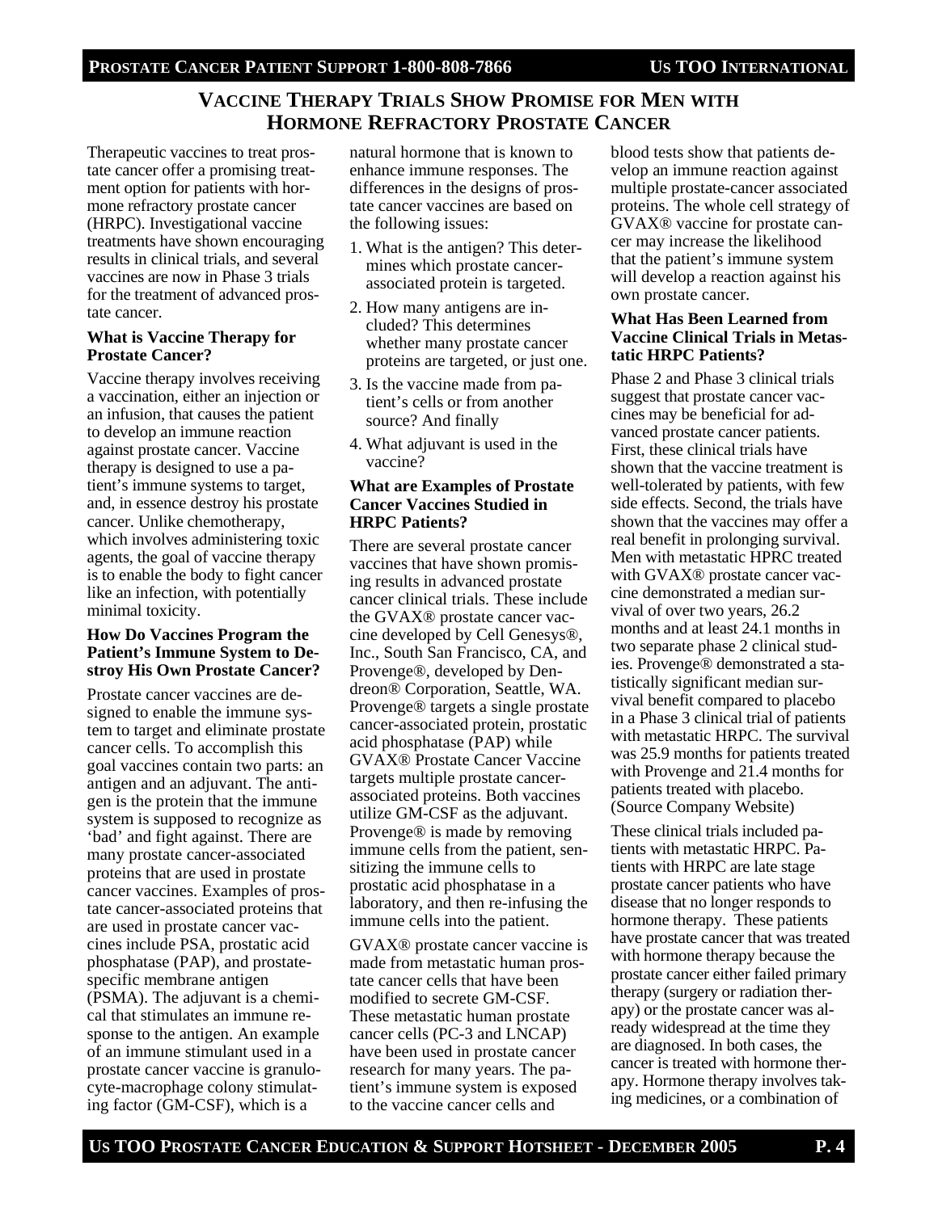## Vaccine Therapy Trials Show Promise for Men with Hormone Refractory Prostate Cancer

Therapeutic vaccines to treat prostate cancer offer a promising treatment option for patients with hormone refractory prostate cancer (HRPC). Investigational vaccine treatments have shown encouraging results in clinical trials, and several vaccines are now in Phase 3 trials for the treatment of advanced prostate cancer.

### What is Vaccine Therapy for Prostate Cancer?

Vaccine therapy involves receiving a vaccination, either an injection or an infusion, that causes the patient to develop an immune reaction against prostate cancer. Vaccine therapy is designed to use a patient's immune systems to target, and, in essence destroy his prostate cancer. Unlike chemotherapy, which involves administering toxic agents, the goal of vaccine therapy is to enable the body to fight cancer like an infection, with potentially minimal toxicity.

### How Do Vaccines Program the Patient's Immune System to Destroy His Own Prostate Cancer?

Prostate cancer vaccines are designed to enable the immune system to target and eliminate prostate cancer cells. To accomplish this goal vaccines contain two parts: an antigen and an adjuvant. The antigen is the protein that the immune system is supposed to recognize as 'bad' and fight against. There are many prostate cancer-associated proteins that are used in prostate cancer vaccines. Examples of prostate cancer-associated proteins that are used in prostate cancer vaccines include PSA, prostatic acid phosphatase (PAP), and prostate-specific membrane antigen (PSMA). The adjuvant is a chemical that stimulates an immune response to the antigen. An example of an immune stimulant used in a prostate cancer vaccine is granulocyte-macrophage colony stimulating factor (GM-CSF), which is a natural hormone that is known to enhance immune responses. The differences in the designs of prostate cancer vaccines are based on the following issues:

1. What is the antigen? This determines which prostate cancer-associated protein is targeted.
2. How many antigens are included? This determines whether many prostate cancer proteins are targeted, or just one.
3. Is the vaccine made from patient's cells or from another source? And finally
4. What adjuvant is used in the vaccine?

### What are Examples of Prostate Cancer Vaccines Studied in HRPC Patients?

There are several prostate cancer vaccines that have shown promising results in advanced prostate cancer clinical trials. These include the GVAX® prostate cancer vaccine developed by Cell Genesys®, Inc., South San Francisco, CA, and Provenge®, developed by Dendreon® Corporation, Seattle, WA. Provenge® targets a single prostate cancer-associated protein, prostatic acid phosphatase (PAP) while GVAX® Prostate Cancer Vaccine targets multiple prostate cancer-associated proteins. Both vaccines utilize GM-CSF as the adjuvant. Provenge® is made by removing immune cells from the patient, sensitizing the immune cells to prostatic acid phosphatase in a laboratory, and then re-infusing the immune cells into the patient.

GVAX® prostate cancer vaccine is made from metastatic human prostate cancer cells that have been modified to secrete GM-CSF. These metastatic human prostate cancer cells (PC-3 and LNCAP) have been used in prostate cancer research for many years. The patient's immune system is exposed to the vaccine cancer cells and blood tests show that patients develop an immune reaction against multiple prostate-cancer associated proteins. The whole cell strategy of GVAX® vaccine for prostate cancer may increase the likelihood that the patient's immune system will develop a reaction against his own prostate cancer.

### What Has Been Learned from Vaccine Clinical Trials in Metastatic HRPC Patients?

Phase 2 and Phase 3 clinical trials suggest that prostate cancer vaccines may be beneficial for advanced prostate cancer patients. First, these clinical trials have shown that the vaccine treatment is well-tolerated by patients, with few side effects. Second, the trials have shown that the vaccines may offer a real benefit in prolonging survival. Men with metastatic HPRC treated with GVAX® prostate cancer vaccine demonstrated a median survival of over two years, 26.2 months and at least 24.1 months in two separate phase 2 clinical studies. Provenge® demonstrated a statistically significant median survival benefit compared to placebo in a Phase 3 clinical trial of patients with metastatic HRPC. The survival was 25.9 months for patients treated with Provenge and 21.4 months for patients treated with placebo. (Source Company Website)

These clinical trials included patients with metastatic HRPC. Patients with HRPC are late stage prostate cancer patients who have disease that no longer responds to hormone therapy. These patients have prostate cancer that was treated with hormone therapy because the prostate cancer either failed primary therapy (surgery or radiation therapy) or the prostate cancer was already widespread at the time they are diagnosed. In both cases, the cancer is treated with hormone therapy. Hormone therapy involves taking medicines, or a combination of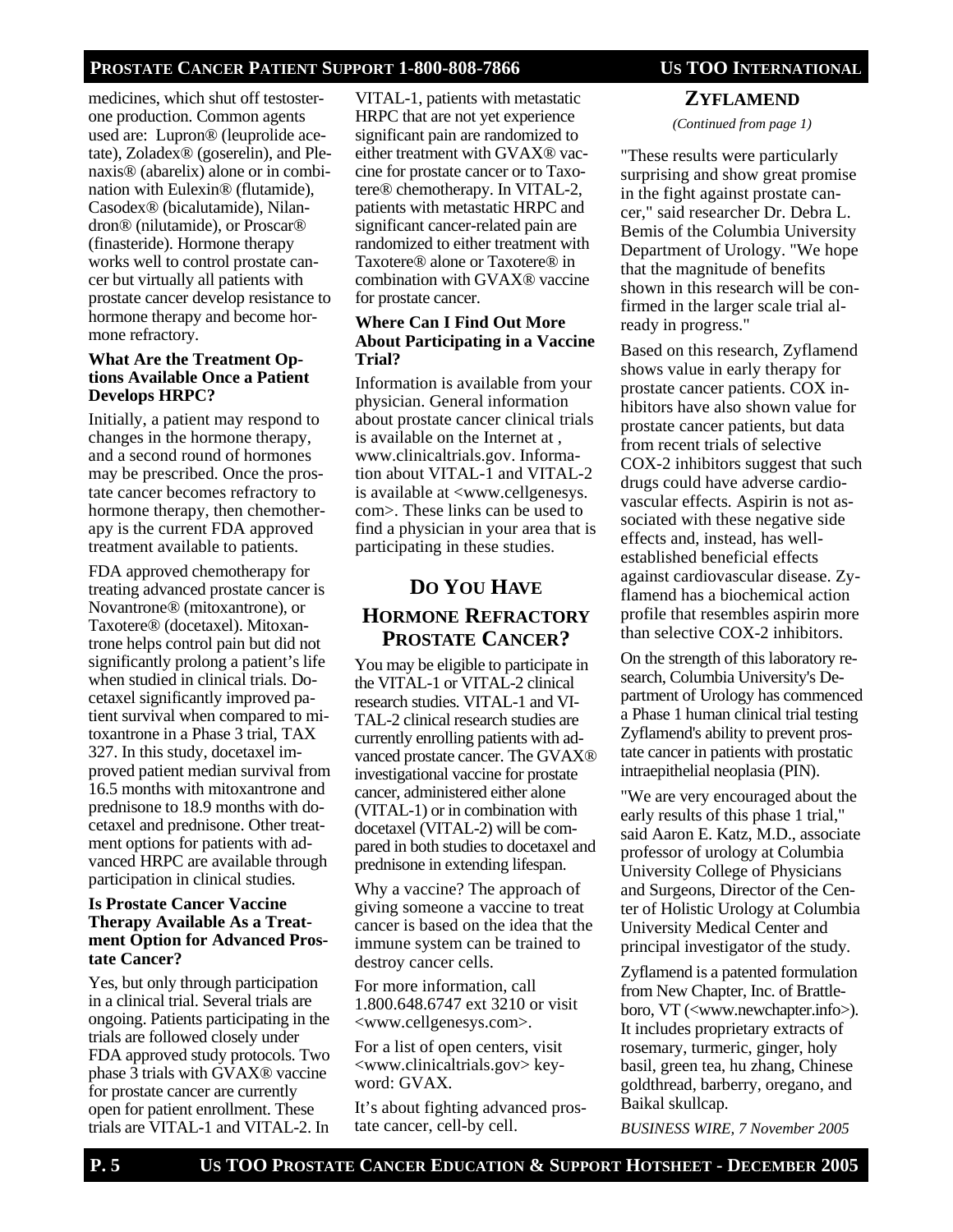medicines, which shut off testosterone production. Common agents used are: Lupron® (leuprolide acetate), Zoladex® (goserelin), and Plenaxis® (abarelix) alone or in combination with Eulexin® (flutamide), Casodex® (bicalutamide), Nilandron® (nilutamide), or Proscar® (finasteride). Hormone therapy works well to control prostate cancer but virtually all patients with prostate cancer develop resistance to hormone therapy and become hormone refractory.

**What Are the Treatment Options Available Once a Patient Develops HRPC?**

Initially, a patient may respond to changes in the hormone therapy, and a second round of hormones may be prescribed. Once the prostate cancer becomes refractory to hormone therapy, then chemotherapy is the current FDA approved treatment available to patients.

FDA approved chemotherapy for treating advanced prostate cancer is Novantrone® (mitoxantrone), or Taxotere® (docetaxel). Mitoxantrone helps control pain but did not significantly prolong a patient's life when studied in clinical trials. Docetaxel significantly improved patient survival when compared to mitoxantrone in a Phase 3 trial, TAX 327. In this study, docetaxel improved patient median survival from 16.5 months with mitoxantrone and prednisone to 18.9 months with docetaxel and prednisone. Other treatment options for patients with advanced HRPC are available through participation in clinical studies.

**Is Prostate Cancer Vaccine Therapy Available As a Treatment Option for Advanced Prostate Cancer?**

Yes, but only through participation in a clinical trial. Several trials are ongoing. Patients participating in the trials are followed closely under FDA approved study protocols. Two phase 3 trials with GVAX® vaccine for prostate cancer are currently open for patient enrollment. These trials are VITAL-1 and VITAL-2. In VITAL-1, patients with metastatic HRPC that are not yet experience significant pain are randomized to either treatment with GVAX® vaccine for prostate cancer or to Taxotere® chemotherapy. In VITAL-2, patients with metastatic HRPC and significant cancer-related pain are randomized to either treatment with Taxotere® alone or Taxotere® in combination with GVAX® vaccine for prostate cancer.

**Where Can I Find Out More About Participating in a Vaccine Trial?**

Information is available from your physician. General information about prostate cancer clinical trials is available on the Internet at , www.clinicaltrials.gov. Information about VITAL-1 and VITAL-2 is available at <www.cellgenesys.com>. These links can be used to find a physician in your area that is participating in these studies.

## Do You Have Hormone Refractory Prostate Cancer?

You may be eligible to participate in the VITAL-1 or VITAL-2 clinical research studies. VITAL-1 and VITAL-2 clinical research studies are currently enrolling patients with advanced prostate cancer. The GVAX® investigational vaccine for prostate cancer, administered either alone (VITAL-1) or in combination with docetaxel (VITAL-2) will be compared in both studies to docetaxel and prednisone in extending lifespan.

Why a vaccine? The approach of giving someone a vaccine to treat cancer is based on the idea that the immune system can be trained to destroy cancer cells.

For more information, call 1.800.648.6747 ext 3210 or visit <www.cellgenesys.com>.

For a list of open centers, visit <www.clinicaltrials.gov> keyword: GVAX.

It's about fighting advanced prostate cancer, cell-by cell.

## Zyflamend

*(Continued from page 1)*

"These results were particularly surprising and show great promise in the fight against prostate cancer," said researcher Dr. Debra L. Bemis of the Columbia University Department of Urology. "We hope that the magnitude of benefits shown in this research will be confirmed in the larger scale trial already in progress."

Based on this research, Zyflamend shows value in early therapy for prostate cancer patients. COX inhibitors have also shown value for prostate cancer patients, but data from recent trials of selective COX-2 inhibitors suggest that such drugs could have adverse cardiovascular effects. Aspirin is not associated with these negative side effects and, instead, has well-established beneficial effects against cardiovascular disease. Zyflamend has a biochemical action profile that resembles aspirin more than selective COX-2 inhibitors.

On the strength of this laboratory research, Columbia University's Department of Urology has commenced a Phase 1 human clinical trial testing Zyflamend's ability to prevent prostate cancer in patients with prostatic intraepithelial neoplasia (PIN).

"We are very encouraged about the early results of this phase 1 trial," said Aaron E. Katz, M.D., associate professor of urology at Columbia University College of Physicians and Surgeons, Director of the Center of Holistic Urology at Columbia University Medical Center and principal investigator of the study.

Zyflamend is a patented formulation from New Chapter, Inc. of Brattleboro, VT (<www.newchapter.info>). It includes proprietary extracts of rosemary, turmeric, ginger, holy basil, green tea, hu zhang, Chinese goldthread, barberry, oregano, and Baikal skullcap.

*BUSINESS WIRE, 7 November 2005*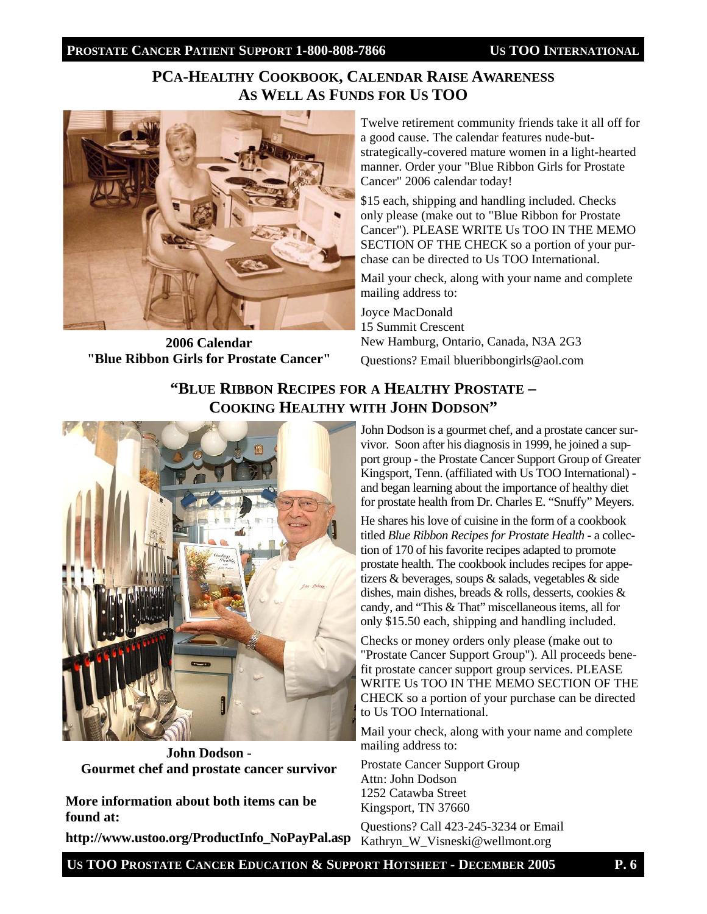## PCA-Healthy Cookbook, Calendar Raise Awareness As Well As Funds for Us TOO

**2006 Calendar "Blue Ribbon Girls for Prostate Cancer"**

Twelve retirement community friends take it all off for a good cause. The calendar features nude-but-strategically-covered mature women in a light-hearted manner. Order your "Blue Ribbon Girls for Prostate Cancer" 2006 calendar today!

$15 each, shipping and handling included. Checks only please (make out to "Blue Ribbon for Prostate Cancer"). PLEASE WRITE Us TOO IN THE MEMO SECTION OF THE CHECK so a portion of your purchase can be directed to Us TOO International.

Mail your check, along with your name and complete mailing address to:

Joyce MacDonald
15 Summit Crescent
New Hamburg, Ontario, Canada, N3A 2G3

Questions? Email blueribbongirls@aol.com

## "Blue Ribbon Recipes for a Healthy Prostate – Cooking Healthy with John Dodson"

**John Dodson - Gourmet chef and prostate cancer survivor**

John Dodson is a gourmet chef, and a prostate cancer survivor. Soon after his diagnosis in 1999, he joined a support group - the Prostate Cancer Support Group of Greater Kingsport, Tenn. (affiliated with Us TOO International) - and began learning about the importance of healthy diet for prostate health from Dr. Charles E. "Snuffy" Meyers.

He shares his love of cuisine in the form of a cookbook titled *Blue Ribbon Recipes for Prostate Health* - a collection of 170 of his favorite recipes adapted to promote prostate health. The cookbook includes recipes for appetizers & beverages, soups & salads, vegetables & side dishes, main dishes, breads & rolls, desserts, cookies & candy, and "This & That" miscellaneous items, all for only $15.50 each, shipping and handling included.

Checks or money orders only please (make out to "Prostate Cancer Support Group"). All proceeds benefit prostate cancer support group services. PLEASE WRITE Us TOO IN THE MEMO SECTION OF THE CHECK so a portion of your purchase can be directed to Us TOO International.

Mail your check, along with your name and complete mailing address to:

Prostate Cancer Support Group
Attn: John Dodson
1252 Catawba Street
Kingsport, TN 37660

Questions? Call 423-245-3234 or Email Kathryn_W_Visneski@wellmont.org

**More information about both items can be found at:**

**http://www.ustoo.org/ProductInfo_NoPayPal.asp**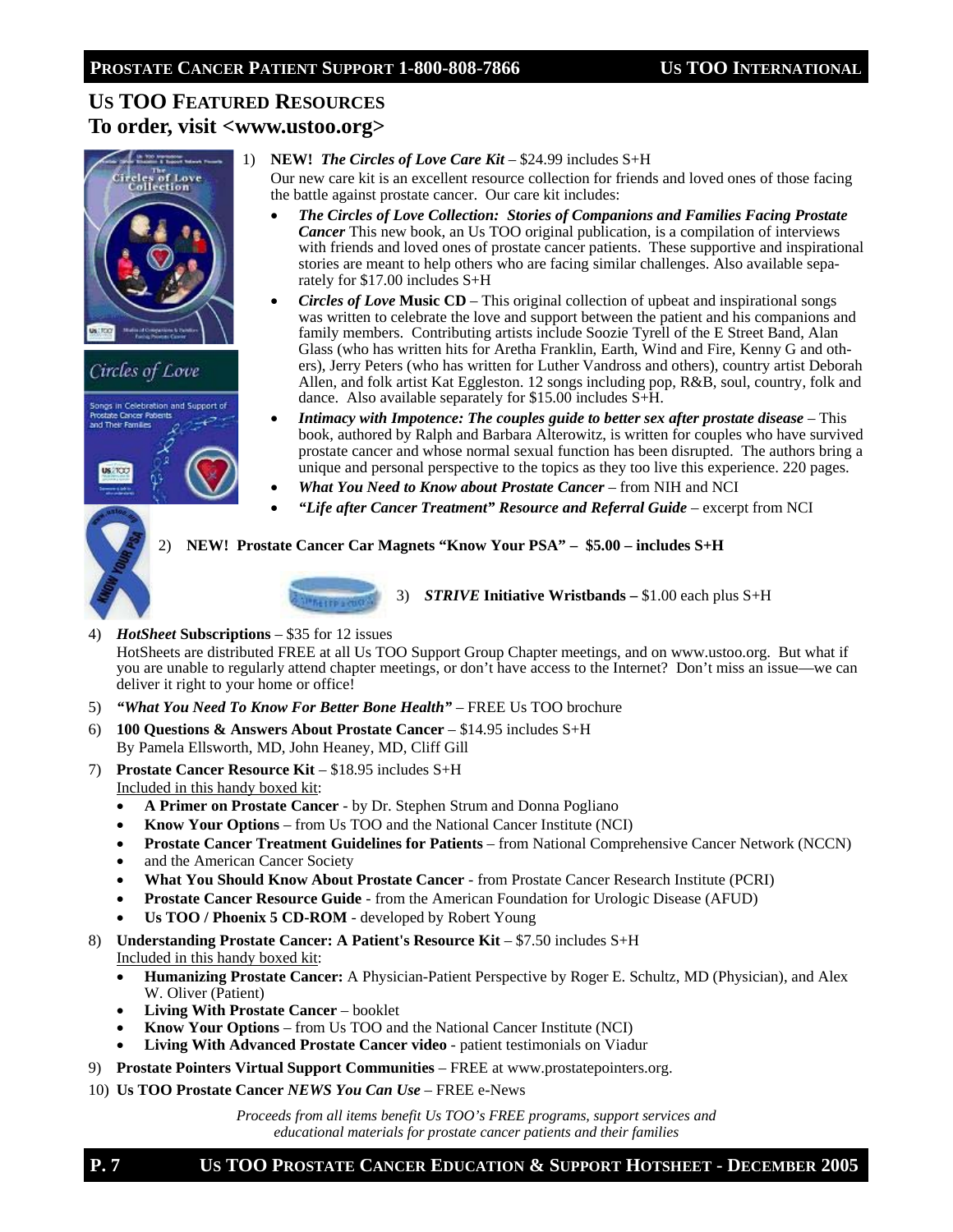## Us TOO Featured Resources
## To order, visit <www.ustoo.org>

1) **NEW! *The Circles of Love Care Kit*** – $24.99 includes S+H

   Our new care kit is an excellent resource collection for friends and loved ones of those facing the battle against prostate cancer. Our care kit includes:

   - ***The Circles of Love Collection: Stories of Companions and Families Facing Prostate Cancer*** This new book, an Us TOO original publication, is a compilation of interviews with friends and loved ones of prostate cancer patients. These supportive and inspirational stories are meant to help others who are facing similar challenges. Also available separately for $17.00 includes S+H
   - ***Circles of Love* Music CD** – This original collection of upbeat and inspirational songs was written to celebrate the love and support between the patient and his companions and family members. Contributing artists include Soozie Tyrell of the E Street Band, Alan Glass (who has written hits for Aretha Franklin, Earth, Wind and Fire, Kenny G and others), Jerry Peters (who has written for Luther Vandross and others), country artist Deborah Allen, and folk artist Kat Eggleston. 12 songs including pop, R&B, soul, country, folk and dance. Also available separately for $15.00 includes S+H.
   - ***Intimacy with Impotence: The couples guide to better sex after prostate disease*** – This book, authored by Ralph and Barbara Alterowitz, is written for couples who have survived prostate cancer and whose normal sexual function has been disrupted. The authors bring a unique and personal perspective to the topics as they too live this experience. 220 pages.
   - ***What You Need to Know about Prostate Cancer*** – from NIH and NCI
   - ***"Life after Cancer Treatment" Resource and Referral Guide*** – excerpt from NCI

2) **NEW! Prostate Cancer Car Magnets "Know Your PSA" – $5.00 – includes S+H**

3) ***STRIVE* Initiative Wristbands –** $1.00 each plus S+H

4) ***HotSheet* Subscriptions** – $35 for 12 issues

   HotSheets are distributed FREE at all Us TOO Support Group Chapter meetings, and on www.ustoo.org. But what if you are unable to regularly attend chapter meetings, or don't have access to the Internet? Don't miss an issue—we can deliver it right to your home or office!

5) ***"What You Need To Know For Better Bone Health"*** – FREE Us TOO brochure

6) **100 Questions & Answers About Prostate Cancer** – $14.95 includes S+H

   By Pamela Ellsworth, MD, John Heaney, MD, Cliff Gill

7) **Prostate Cancer Resource Kit** – $18.95 includes S+H

   Included in this handy boxed kit:
   - **A Primer on Prostate Cancer** - by Dr. Stephen Strum and Donna Pogliano
   - **Know Your Options** – from Us TOO and the National Cancer Institute (NCI)
   - **Prostate Cancer Treatment Guidelines for Patients** – from National Comprehensive Cancer Network (NCCN)
   - and the American Cancer Society
   - **What You Should Know About Prostate Cancer** - from Prostate Cancer Research Institute (PCRI)
   - **Prostate Cancer Resource Guide** - from the American Foundation for Urologic Disease (AFUD)
   - **Us TOO / Phoenix 5 CD-ROM** - developed by Robert Young

8) **Understanding Prostate Cancer: A Patient's Resource Kit** – $7.50 includes S+H

   Included in this handy boxed kit:
   - **Humanizing Prostate Cancer:** A Physician-Patient Perspective by Roger E. Schultz, MD (Physician), and Alex W. Oliver (Patient)
   - **Living With Prostate Cancer** – booklet
   - **Know Your Options** – from Us TOO and the National Cancer Institute (NCI)
   - **Living With Advanced Prostate Cancer video** - patient testimonials on Viadur

9) **Prostate Pointers Virtual Support Communities** – FREE at www.prostatepointers.org.

10) **Us TOO Prostate Cancer *NEWS You Can Use*** – FREE e-News

*Proceeds from all items benefit Us TOO's FREE programs, support services and educational materials for prostate cancer patients and their families*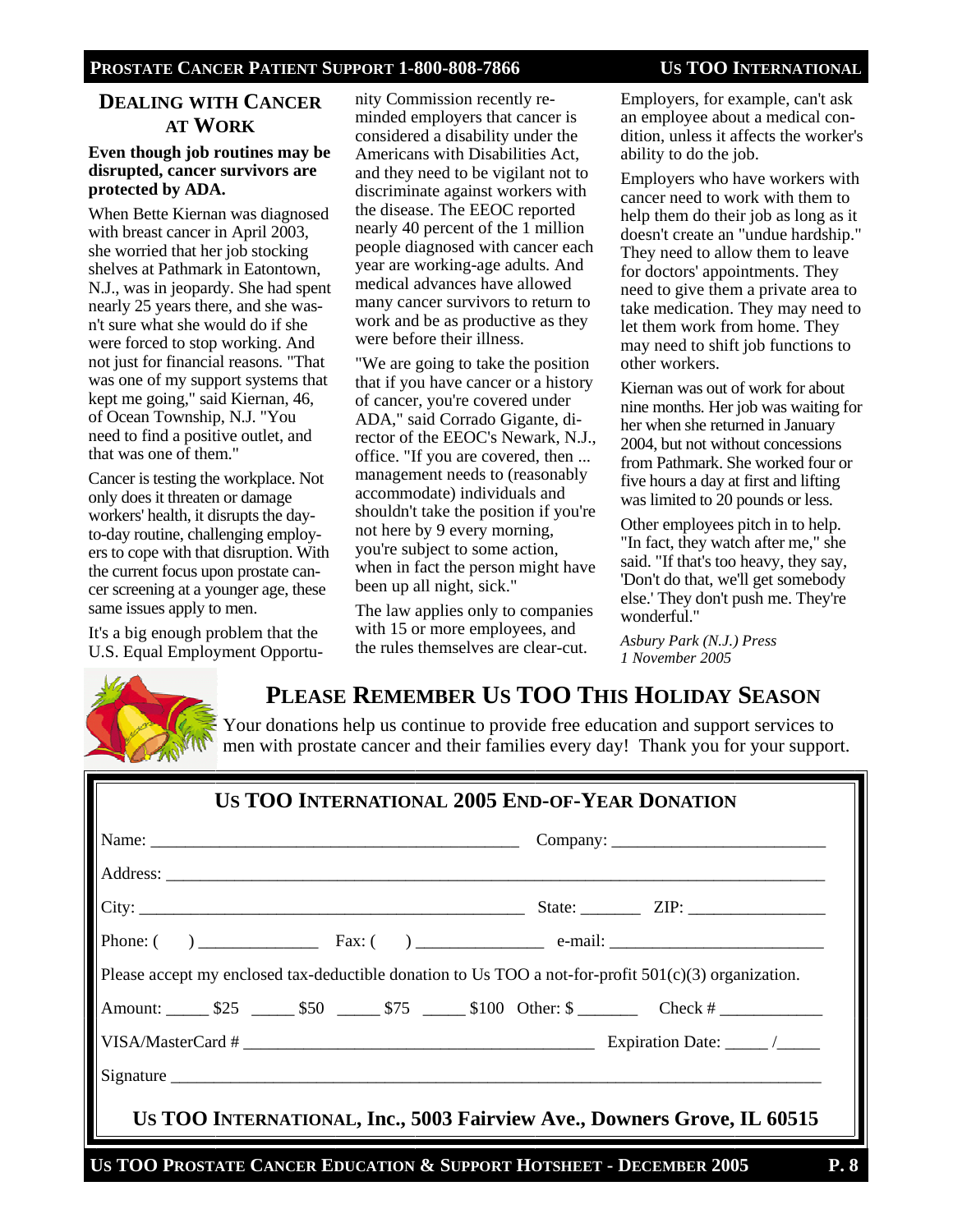## Dealing with Cancer at Work

**Even though job routines may be disrupted, cancer survivors are protected by ADA.**

When Bette Kiernan was diagnosed with breast cancer in April 2003, she worried that her job stocking shelves at Pathmark in Eatontown, N.J., was in jeopardy. She had spent nearly 25 years there, and she wasn't sure what she would do if she were forced to stop working. And not just for financial reasons. "That was one of my support systems that kept me going," said Kiernan, 46, of Ocean Township, N.J. "You need to find a positive outlet, and that was one of them."

Cancer is testing the workplace. Not only does it threaten or damage workers' health, it disrupts the day-to-day routine, challenging employers to cope with that disruption. With the current focus upon prostate cancer screening at a younger age, these same issues apply to men.

It's a big enough problem that the U.S. Equal Employment Opportunity Commission recently reminded employers that cancer is considered a disability under the Americans with Disabilities Act, and they need to be vigilant not to discriminate against workers with the disease. The EEOC reported nearly 40 percent of the 1 million people diagnosed with cancer each year are working-age adults. And medical advances have allowed many cancer survivors to return to work and be as productive as they were before their illness.

"We are going to take the position that if you have cancer or a history of cancer, you're covered under ADA," said Corrado Gigante, director of the EEOC's Newark, N.J., office. "If you are covered, then ... management needs to (reasonably accommodate) individuals and shouldn't take the position if you're not here by 9 every morning, you're subject to some action, when in fact the person might have been up all night, sick."

The law applies only to companies with 15 or more employees, and the rules themselves are clear-cut. Employers, for example, can't ask an employee about a medical condition, unless it affects the worker's ability to do the job.

Employers who have workers with cancer need to work with them to help them do their job as long as it doesn't create an "undue hardship." They need to allow them to leave for doctors' appointments. They need to give them a private area to take medication. They may need to let them work from home. They may need to shift job functions to other workers.

Kiernan was out of work for about nine months. Her job was waiting for her when she returned in January 2004, but not without concessions from Pathmark. She worked four or five hours a day at first and lifting was limited to 20 pounds or less.

Other employees pitch in to help. "In fact, they watch after me," she said. "If that's too heavy, they say, 'Don't do that, we'll get somebody else.' They don't push me. They're wonderful."

*Asbury Park (N.J.) Press*
*1 November 2005*

## Please Remember Us TOO This Holiday Season

Your donations help us continue to provide free education and support services to men with prostate cancer and their families every day! Thank you for your support.

### Us TOO International 2005 End-of-Year Donation

Name: ______________________________ Company: ____________________

Address: ____________________________________________________________

City: ________________________________ State: _______ ZIP: _______________

Phone: ( ) ______________ Fax: ( ) ______________ e-mail: ______________________

Please accept my enclosed tax-deductible donation to Us TOO a not-for-profit 501(c)(3) organization.

Amount: _____ $25 _____ $50 _____ $75 _____ $100 Other: $ _______ Check # ____________

VISA/MasterCard # ________________________________ Expiration Date: _____ /_____

Signature ___________________________________________________________________

**Us TOO International, Inc., 5003 Fairview Ave., Downers Grove, IL 60515**